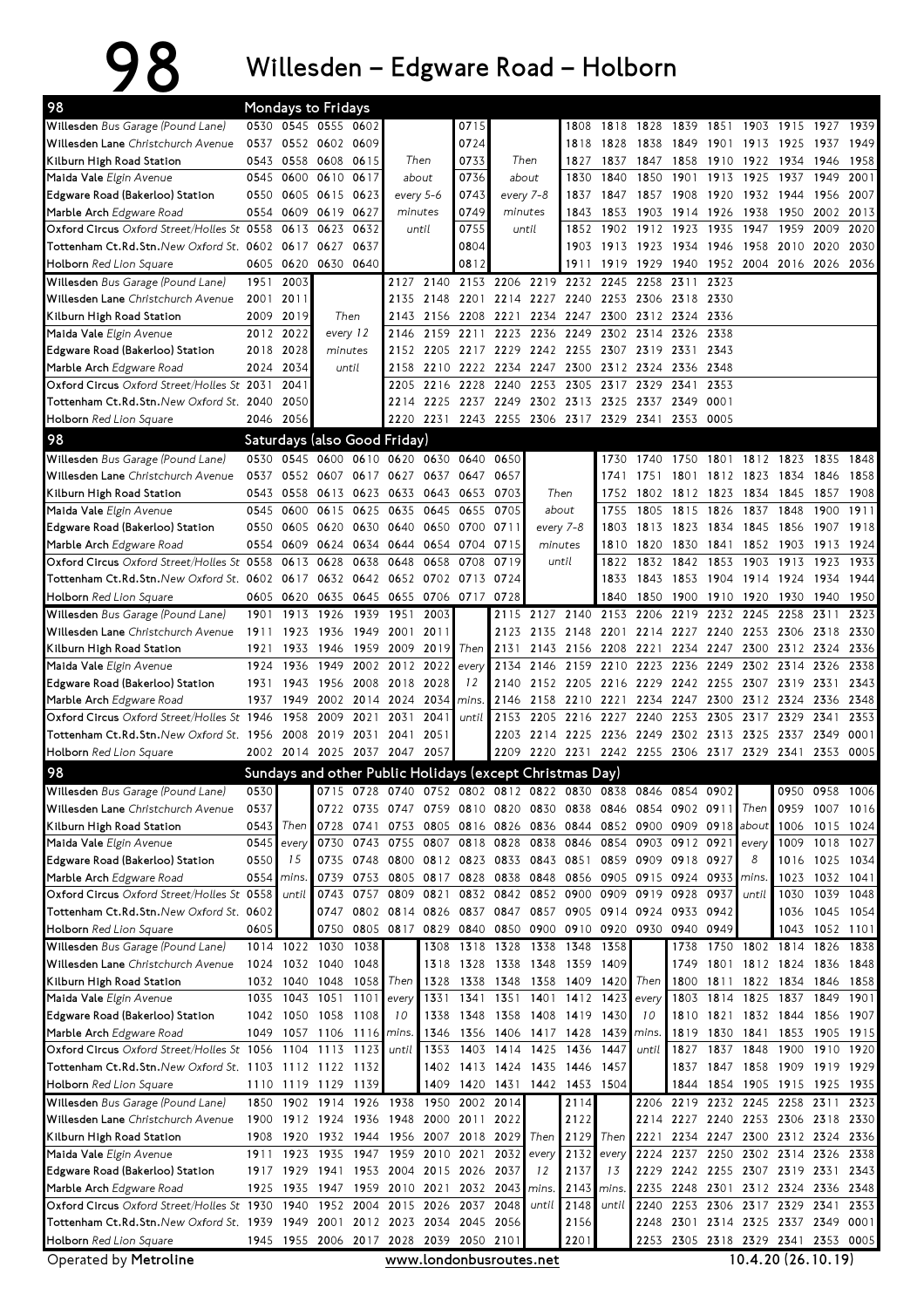# 98 Willesden – Edgware Road – Holborn

## Mondays to Fridays

| 98 | | | | | | | | | | | | | | | | |
|---|---|---|---|---|---|---|---|---|---|---|---|---|---|---|---|---|
| **Willesden** *Bus Garage (Pound Lane)* | 0530 | 0545 | 0555 | 0602 | Then about every 5-6 minutes until | 0715 | Then about every 7-8 minutes until | 1808 | 1818 | 1828 | 1839 | 1851 | 1903 | 1915 | 1927 | 1939 |
| **Willesden Lane** *Christchurch Avenue* | 0537 | 0552 | 0602 | 0609 | | 0724 | | 1818 | 1828 | 1838 | 1849 | 1901 | 1913 | 1925 | 1937 | 1949 |
| **Kilburn High Road Station** | 0543 | 0558 | 0608 | 0615 | | 0733 | | 1827 | 1837 | 1847 | 1858 | 1910 | 1922 | 1934 | 1946 | 1958 |
| **Maida Vale** *Elgin Avenue* | 0545 | 0600 | 0610 | 0617 | | 0736 | | 1830 | 1840 | 1850 | 1901 | 1913 | 1925 | 1937 | 1949 | 2001 |
| **Edgware Road (Bakerloo) Station** | 0550 | 0605 | 0615 | 0623 | | 0743 | | 1837 | 1847 | 1857 | 1908 | 1920 | 1932 | 1944 | 1956 | 2007 |
| **Marble Arch** *Edgware Road* | 0554 | 0609 | 0619 | 0627 | | 0749 | | 1843 | 1853 | 1903 | 1914 | 1926 | 1938 | 1950 | 2002 | 2013 |
| **Oxford Circus** *Oxford Street/Holles St* | 0558 | 0613 | 0623 | 0632 | | 0755 | | 1852 | 1902 | 1912 | 1923 | 1935 | 1947 | 1959 | 2009 | 2020 |
| **Tottenham Ct.Rd.Stn.** *New Oxford St.* | 0602 | 0617 | 0627 | 0637 | | 0804 | | 1903 | 1913 | 1923 | 1934 | 1946 | 1958 | 2010 | 2020 | 2030 |
| **Holborn** *Red Lion Square* | 0605 | 0620 | 0630 | 0640 | | 0812 | | 1911 | 1919 | 1929 | 1940 | 1952 | 2004 | 2016 | 2026 | 2036 |

| 98 | | | | | | | | | | | | | |
|---|---|---|---|---|---|---|---|---|---|---|---|---|---|
| **Willesden** *Bus Garage (Pound Lane)* | 1951 | 2003 | Then every 12 minutes until | 2127 | 2140 | 2153 | 2206 | 2219 | 2232 | 2245 | 2258 | 2311 | 2323 |
| **Willesden Lane** *Christchurch Avenue* | 2001 | 2011 | | 2135 | 2148 | 2201 | 2214 | 2227 | 2240 | 2253 | 2306 | 2318 | 2330 |
| **Kilburn High Road Station** | 2009 | 2019 | | 2143 | 2156 | 2208 | 2221 | 2234 | 2247 | 2300 | 2312 | 2324 | 2336 |
| **Maida Vale** *Elgin Avenue* | 2012 | 2022 | | 2146 | 2159 | 2211 | 2223 | 2236 | 2249 | 2302 | 2314 | 2326 | 2338 |
| **Edgware Road (Bakerloo) Station** | 2018 | 2028 | | 2152 | 2205 | 2217 | 2229 | 2242 | 2255 | 2307 | 2319 | 2331 | 2343 |
| **Marble Arch** *Edgware Road* | 2024 | 2034 | | 2158 | 2210 | 2222 | 2234 | 2247 | 2300 | 2312 | 2324 | 2336 | 2348 |
| **Oxford Circus** *Oxford Street/Holles St* | 2031 | 2041 | | 2205 | 2216 | 2228 | 2240 | 2253 | 2305 | 2317 | 2329 | 2341 | 2353 |
| **Tottenham Ct.Rd.Stn.** *New Oxford St.* | 2040 | 2050 | | 2214 | 2225 | 2237 | 2249 | 2302 | 2313 | 2325 | 2337 | 2349 | 0001 |
| **Holborn** *Red Lion Square* | 2046 | 2056 | | 2220 | 2231 | 2243 | 2255 | 2306 | 2317 | 2329 | 2341 | 2353 | 0005 |

## Saturdays (also Good Friday)

| 98 | | | | | | | | | | | | | | | | | |
|---|---|---|---|---|---|---|---|---|---|---|---|---|---|---|---|---|---|
| **Willesden** *Bus Garage (Pound Lane)* | 0530 | 0545 | 0600 | 0610 | 0620 | 0630 | 0640 | 0650 | Then about every 7-8 minutes until | 1730 | 1740 | 1750 | 1801 | 1812 | 1823 | 1835 | 1848 |
| **Willesden Lane** *Christchurch Avenue* | 0537 | 0552 | 0607 | 0617 | 0627 | 0637 | 0647 | 0657 | | 1741 | 1751 | 1801 | 1812 | 1823 | 1834 | 1846 | 1858 |
| **Kilburn High Road Station** | 0543 | 0558 | 0613 | 0623 | 0633 | 0643 | 0653 | 0703 | | 1752 | 1802 | 1812 | 1823 | 1834 | 1845 | 1857 | 1908 |
| **Maida Vale** *Elgin Avenue* | 0545 | 0600 | 0615 | 0625 | 0635 | 0645 | 0655 | 0705 | | 1755 | 1805 | 1815 | 1826 | 1837 | 1848 | 1900 | 1911 |
| **Edgware Road (Bakerloo) Station** | 0550 | 0605 | 0620 | 0630 | 0640 | 0650 | 0700 | 0711 | | 1803 | 1813 | 1823 | 1834 | 1845 | 1856 | 1907 | 1918 |
| **Marble Arch** *Edgware Road* | 0554 | 0609 | 0624 | 0634 | 0644 | 0654 | 0704 | 0715 | | 1810 | 1820 | 1830 | 1841 | 1852 | 1903 | 1913 | 1924 |
| **Oxford Circus** *Oxford Street/Holles St* | 0558 | 0613 | 0628 | 0638 | 0648 | 0658 | 0708 | 0719 | | 1822 | 1832 | 1842 | 1853 | 1903 | 1913 | 1923 | 1933 |
| **Tottenham Ct.Rd.Stn.** *New Oxford St.* | 0602 | 0617 | 0632 | 0642 | 0652 | 0702 | 0713 | 0724 | | 1833 | 1843 | 1853 | 1904 | 1914 | 1924 | 1934 | 1944 |
| **Holborn** *Red Lion Square* | 0605 | 0620 | 0635 | 0645 | 0655 | 0706 | 0717 | 0728 | | 1840 | 1850 | 1900 | 1910 | 1920 | 1930 | 1940 | 1950 |

| 98 | | | | | | | | | | | | | | | | | | |
|---|---|---|---|---|---|---|---|---|---|---|---|---|---|---|---|---|---|---|
| **Willesden** *Bus Garage (Pound Lane)* | 1901 | 1913 | 1926 | 1939 | 1951 | 2003 | Then 12 mins. until | 2115 | 2127 | 2140 | 2153 | 2206 | 2219 | 2232 | 2245 | 2258 | 2311 | 2323 |
| **Willesden Lane** *Christchurch Avenue* | 1911 | 1923 | 1936 | 1949 | 2001 | 2011 | | 2123 | 2135 | 2148 | 2201 | 2214 | 2227 | 2240 | 2253 | 2306 | 2318 | 2330 |
| **Kilburn High Road Station** | 1921 | 1933 | 1946 | 1959 | 2009 | 2019 | | 2131 | 2143 | 2156 | 2208 | 2221 | 2234 | 2247 | 2300 | 2312 | 2324 | 2336 |
| **Maida Vale** *Elgin Avenue* | 1924 | 1936 | 1949 | 2002 | 2012 | 2022 | | 2134 | 2146 | 2159 | 2210 | 2223 | 2236 | 2249 | 2302 | 2314 | 2326 | 2338 |
| **Edgware Road (Bakerloo) Station** | 1931 | 1943 | 1956 | 2008 | 2018 | 2028 | | 2140 | 2152 | 2205 | 2216 | 2229 | 2242 | 2255 | 2307 | 2319 | 2331 | 2343 |
| **Marble Arch** *Edgware Road* | 1937 | 1949 | 2002 | 2014 | 2024 | 2034 | | 2146 | 2158 | 2210 | 2221 | 2234 | 2247 | 2300 | 2312 | 2324 | 2336 | 2348 |
| **Oxford Circus** *Oxford Street/Holles St* | 1946 | 1958 | 2009 | 2021 | 2031 | 2041 | | 2153 | 2205 | 2216 | 2227 | 2240 | 2253 | 2305 | 2317 | 2329 | 2341 | 2353 |
| **Tottenham Ct.Rd.Stn.** *New Oxford St.* | 1956 | 2008 | 2019 | 2031 | 2041 | 2051 | | 2203 | 2214 | 2225 | 2236 | 2249 | 2302 | 2313 | 2325 | 2337 | 2349 | 0001 |
| **Holborn** *Red Lion Square* | 2002 | 2014 | 2025 | 2037 | 2047 | 2057 | | 2209 | 2220 | 2231 | 2242 | 2255 | 2306 | 2317 | 2329 | 2341 | 2353 | 0005 |

## Sundays and other Public Holidays (except Christmas Day)

| 98 | | | | | | | | | | | | | | | | | | |
|---|---|---|---|---|---|---|---|---|---|---|---|---|---|---|---|---|---|---|
| **Willesden** *Bus Garage (Pound Lane)* | 0530 | Then every 15 mins. until | 0715 | 0728 | 0740 | 0752 | 0802 | 0812 | 0822 | 0830 | 0838 | 0846 | 0854 | 0902 | Then about every 8 mins. until | 0950 | 0958 | 1006 |
| **Willesden Lane** *Christchurch Avenue* | 0537 | | 0722 | 0735 | 0747 | 0759 | 0810 | 0820 | 0830 | 0838 | 0846 | 0854 | 0902 | 0911 | | 0959 | 1007 | 1016 |
| **Kilburn High Road Station** | 0543 | | 0728 | 0741 | 0753 | 0805 | 0816 | 0826 | 0836 | 0844 | 0852 | 0900 | 0909 | 0918 | | 1006 | 1015 | 1024 |
| **Maida Vale** *Elgin Avenue* | 0545 | | 0730 | 0743 | 0755 | 0807 | 0818 | 0828 | 0838 | 0846 | 0854 | 0903 | 0912 | 0921 | | 1009 | 1018 | 1027 |
| **Edgware Road (Bakerloo) Station** | 0550 | | 0735 | 0748 | 0800 | 0812 | 0823 | 0833 | 0843 | 0851 | 0859 | 0909 | 0918 | 0927 | | 1016 | 1025 | 1034 |
| **Marble Arch** *Edgware Road* | 0554 | | 0739 | 0753 | 0805 | 0817 | 0828 | 0838 | 0848 | 0856 | 0905 | 0915 | 0924 | 0933 | | 1023 | 1032 | 1041 |
| **Oxford Circus** *Oxford Street/Holles St* | 0558 | | 0743 | 0757 | 0809 | 0821 | 0832 | 0842 | 0852 | 0900 | 0909 | 0919 | 0928 | 0937 | | 1030 | 1039 | 1048 |
| **Tottenham Ct.Rd.Stn.** *New Oxford St.* | 0602 | | 0747 | 0802 | 0814 | 0826 | 0837 | 0847 | 0857 | 0905 | 0914 | 0924 | 0933 | 0942 | | 1036 | 1045 | 1054 |
| **Holborn** *Red Lion Square* | 0605 | | 0750 | 0805 | 0817 | 0829 | 0840 | 0850 | 0900 | 0910 | 0920 | 0930 | 0940 | 0949 | | 1043 | 1052 | 1101 |

| 98 | | | | | | | | | | | | | | | | | | |
|---|---|---|---|---|---|---|---|---|---|---|---|---|---|---|---|---|---|---|
| **Willesden** *Bus Garage (Pound Lane)* | 1014 | 1022 | 1030 | 1038 | Then every 10 mins. until | 1308 | 1318 | 1328 | 1338 | 1348 | 1358 | Then every 10 mins. until | 1738 | 1750 | 1802 | 1814 | 1826 | 1838 |
| **Willesden Lane** *Christchurch Avenue* | 1024 | 1032 | 1040 | 1048 | | 1318 | 1328 | 1338 | 1348 | 1359 | 1409 | | 1749 | 1801 | 1812 | 1824 | 1836 | 1848 |
| **Kilburn High Road Station** | 1032 | 1040 | 1048 | 1058 | | 1328 | 1338 | 1348 | 1358 | 1409 | 1420 | | 1800 | 1811 | 1822 | 1834 | 1846 | 1858 |
| **Maida Vale** *Elgin Avenue* | 1035 | 1043 | 1051 | 1101 | | 1331 | 1341 | 1351 | 1401 | 1412 | 1423 | | 1803 | 1814 | 1825 | 1837 | 1849 | 1901 |
| **Edgware Road (Bakerloo) Station** | 1042 | 1050 | 1058 | 1108 | | 1338 | 1348 | 1358 | 1408 | 1419 | 1430 | | 1810 | 1821 | 1832 | 1844 | 1856 | 1907 |
| **Marble Arch** *Edgware Road* | 1049 | 1057 | 1106 | 1116 | | 1346 | 1356 | 1406 | 1417 | 1428 | 1439 | | 1819 | 1830 | 1841 | 1853 | 1905 | 1915 |
| **Oxford Circus** *Oxford Street/Holles St* | 1056 | 1104 | 1113 | 1123 | | 1353 | 1403 | 1414 | 1425 | 1436 | 1447 | | 1827 | 1837 | 1848 | 1900 | 1910 | 1920 |
| **Tottenham Ct.Rd.Stn.** *New Oxford St.* | 1103 | 1112 | 1122 | 1132 | | 1402 | 1413 | 1424 | 1435 | 1446 | 1457 | | 1837 | 1847 | 1858 | 1909 | 1919 | 1929 |
| **Holborn** *Red Lion Square* | 1110 | 1119 | 1129 | 1139 | | 1409 | 1420 | 1431 | 1442 | 1453 | 1504 | | 1844 | 1854 | 1905 | 1915 | 1925 | 1935 |

| 98 | | | | | | | | | | | | | | | | | | | |
|---|---|---|---|---|---|---|---|---|---|---|---|---|---|---|---|---|---|---|---|
| **Willesden** *Bus Garage (Pound Lane)* | 1850 | 1902 | 1914 | 1926 | 1938 | 1950 | 2002 | 2014 | Then every 12 mins. until | 2114 | Then every 13 mins. until | 2206 | 2219 | 2232 | 2245 | 2258 | 2311 | 2323 |
| **Willesden Lane** *Christchurch Avenue* | 1900 | 1912 | 1924 | 1936 | 1948 | 2000 | 2011 | 2022 | | 2122 | | 2214 | 2227 | 2240 | 2253 | 2306 | 2318 | 2330 |
| **Kilburn High Road Station** | 1908 | 1920 | 1932 | 1944 | 1956 | 2007 | 2018 | 2029 | | 2129 | | 2221 | 2234 | 2247 | 2300 | 2312 | 2324 | 2336 |
| **Maida Vale** *Elgin Avenue* | 1911 | 1923 | 1935 | 1947 | 1959 | 2010 | 2021 | 2032 | | 2132 | | 2224 | 2237 | 2250 | 2302 | 2314 | 2326 | 2338 |
| **Edgware Road (Bakerloo) Station** | 1917 | 1929 | 1941 | 1953 | 2004 | 2015 | 2026 | 2037 | | 2137 | | 2229 | 2242 | 2255 | 2307 | 2319 | 2331 | 2343 |
| **Marble Arch** *Edgware Road* | 1925 | 1935 | 1947 | 1959 | 2010 | 2021 | 2032 | 2043 | | 2143 | | 2235 | 2248 | 2301 | 2312 | 2324 | 2336 | 2348 |
| **Oxford Circus** *Oxford Street/Holles St* | 1930 | 1940 | 1952 | 2004 | 2015 | 2026 | 2037 | 2048 | | 2148 | | 2240 | 2253 | 2306 | 2317 | 2329 | 2341 | 2353 |
| **Tottenham Ct.Rd.Stn.** *New Oxford St.* | 1939 | 1949 | 2001 | 2012 | 2023 | 2034 | 2045 | 2056 | | 2156 | | 2248 | 2301 | 2314 | 2325 | 2337 | 2349 | 0001 |
| **Holborn** *Red Lion Square* | 1945 | 1955 | 2006 | 2017 | 2028 | 2039 | 2050 | 2101 | | 2201 | | 2253 | 2305 | 2318 | 2329 | 2341 | 2353 | 0005 |

Operated by **Metroline** — www.londonbusroutes.net — 10.4.20 (26.10.19)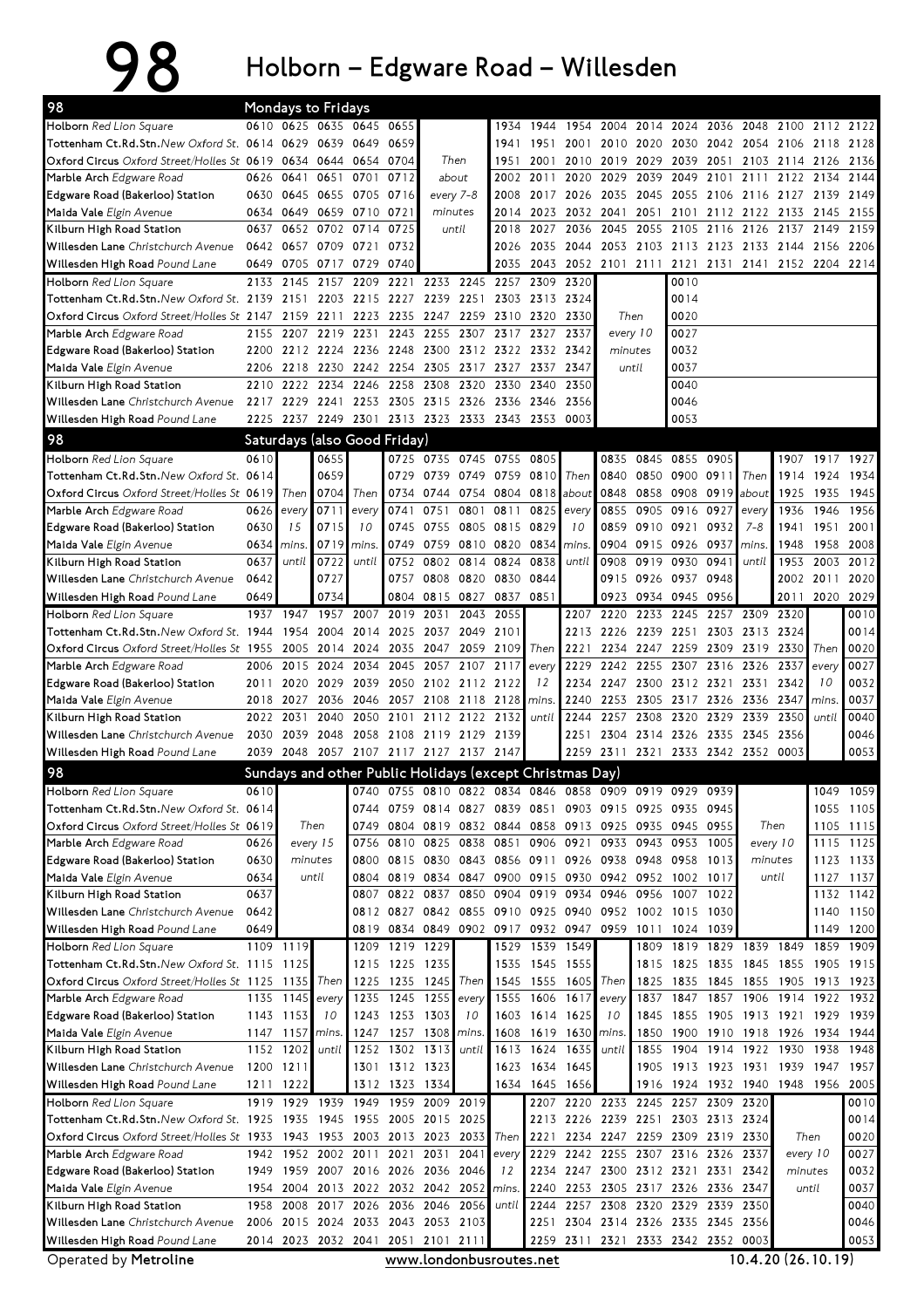# 98 Holborn – Edgware Road – Willesden

## Mondays to Fridays

| | | | | | | | | | | | | | | | | | |
|---|---|---|---|---|---|---|---|---|---|---|---|---|---|---|---|---|---|
| **Holborn** *Red Lion Square* | 0610 | 0625 | 0635 | 0645 | 0655 | | 1934 | 1944 | 1954 | 2004 | 2014 | 2024 | 2036 | 2048 | 2100 | 2112 | 2122 |
| **Tottenham Ct.Rd.Stn.** *New Oxford St.* | 0614 | 0629 | 0639 | 0649 | 0659 | | 1941 | 1951 | 2001 | 2010 | 2020 | 2030 | 2042 | 2054 | 2106 | 2118 | 2128 |
| **Oxford Circus** *Oxford Street/Holles St* | 0619 | 0634 | 0644 | 0654 | 0704 | Then | 1951 | 2001 | 2010 | 2019 | 2029 | 2039 | 2051 | 2103 | 2114 | 2126 | 2136 |
| **Marble Arch** *Edgware Road* | 0626 | 0641 | 0651 | 0701 | 0712 | about | 2002 | 2011 | 2020 | 2029 | 2039 | 2049 | 2101 | 2111 | 2122 | 2134 | 2144 |
| **Edgware Road (Bakerloo) Station** | 0630 | 0645 | 0655 | 0705 | 0716 | every 7-8 | 2008 | 2017 | 2026 | 2035 | 2045 | 2055 | 2106 | 2116 | 2127 | 2139 | 2149 |
| **Maida Vale** *Elgin Avenue* | 0634 | 0649 | 0659 | 0710 | 0721 | minutes | 2014 | 2023 | 2032 | 2041 | 2051 | 2101 | 2112 | 2122 | 2133 | 2145 | 2155 |
| **Kilburn High Road Station** | 0637 | 0652 | 0702 | 0714 | 0725 | until | 2018 | 2027 | 2036 | 2045 | 2055 | 2105 | 2116 | 2126 | 2137 | 2149 | 2159 |
| **Willesden Lane** *Christchurch Avenue* | 0642 | 0657 | 0709 | 0721 | 0732 | | 2026 | 2035 | 2044 | 2053 | 2103 | 2113 | 2123 | 2133 | 2144 | 2156 | 2206 |
| **Willesden High Road** *Pound Lane* | 0649 | 0705 | 0717 | 0729 | 0740 | | 2035 | 2043 | 2052 | 2101 | 2111 | 2121 | 2131 | 2141 | 2152 | 2204 | 2214 |

| | | | | | | | | | | | | |
|---|---|---|---|---|---|---|---|---|---|---|---|---|
| **Holborn** *Red Lion Square* | 2133 | 2145 | 2157 | 2209 | 2221 | 2233 | 2245 | 2257 | 2309 | 2320 | | 0010 |
| **Tottenham Ct.Rd.Stn.** *New Oxford St.* | 2139 | 2151 | 2203 | 2215 | 2227 | 2239 | 2251 | 2303 | 2313 | 2324 | | 0014 |
| **Oxford Circus** *Oxford Street/Holles St* | 2147 | 2159 | 2211 | 2223 | 2235 | 2247 | 2259 | 2310 | 2320 | 2330 | Then | 0020 |
| **Marble Arch** *Edgware Road* | 2155 | 2207 | 2219 | 2231 | 2243 | 2255 | 2307 | 2317 | 2327 | 2337 | every 10 | 0027 |
| **Edgware Road (Bakerloo) Station** | 2200 | 2212 | 2224 | 2236 | 2248 | 2300 | 2312 | 2322 | 2332 | 2342 | minutes | 0032 |
| **Maida Vale** *Elgin Avenue* | 2206 | 2218 | 2230 | 2242 | 2254 | 2305 | 2317 | 2327 | 2337 | 2347 | until | 0037 |
| **Kilburn High Road Station** | 2210 | 2222 | 2234 | 2246 | 2258 | 2308 | 2320 | 2330 | 2340 | 2350 | | 0040 |
| **Willesden Lane** *Christchurch Avenue* | 2217 | 2229 | 2241 | 2253 | 2305 | 2315 | 2326 | 2336 | 2346 | 2356 | | 0046 |
| **Willesden High Road** *Pound Lane* | 2225 | 2237 | 2249 | 2301 | 2313 | 2323 | 2333 | 2343 | 2353 | 0003 | | 0053 |

## Saturdays (also Good Friday)

| | | | | | | | | | | | | | | | | | | | |
|---|---|---|---|---|---|---|---|---|---|---|---|---|---|---|---|---|---|---|---|
| **Holborn** *Red Lion Square* | 0610 | | 0655 | | 0725 | 0735 | 0745 | 0755 | 0805 | | 0835 | 0845 | 0855 | 0905 | | 1907 | 1917 | 1927 |
| **Tottenham Ct.Rd.Stn.** *New Oxford St.* | 0614 | | 0659 | | 0729 | 0739 | 0749 | 0759 | 0810 | Then | 0840 | 0850 | 0900 | 0911 | Then | 1914 | 1924 | 1934 |
| **Oxford Circus** *Oxford Street/Holles St* | 0619 | Then | 0704 | Then | 0734 | 0744 | 0754 | 0804 | 0818 | about | 0848 | 0858 | 0908 | 0919 | about | 1925 | 1935 | 1945 |
| **Marble Arch** *Edgware Road* | 0626 | every | 0711 | every | 0741 | 0751 | 0801 | 0811 | 0825 | every | 0855 | 0905 | 0916 | 0927 | every | 1936 | 1946 | 1956 |
| **Edgware Road (Bakerloo) Station** | 0630 | 15 | 0715 | 10 | 0745 | 0755 | 0805 | 0815 | 0829 | 10 | 0859 | 0910 | 0921 | 0932 | 7-8 | 1941 | 1951 | 2001 |
| **Maida Vale** *Elgin Avenue* | 0634 | mins. | 0719 | mins. | 0749 | 0759 | 0810 | 0820 | 0834 | mins. | 0904 | 0915 | 0926 | 0937 | mins. | 1948 | 1958 | 2008 |
| **Kilburn High Road Station** | 0637 | until | 0722 | until | 0752 | 0802 | 0814 | 0824 | 0838 | until | 0908 | 0919 | 0930 | 0941 | until | 1953 | 2003 | 2012 |
| **Willesden Lane** *Christchurch Avenue* | 0642 | | 0727 | | 0757 | 0808 | 0820 | 0830 | 0844 | | 0915 | 0926 | 0937 | 0948 | | 2002 | 2011 | 2020 |
| **Willesden High Road** *Pound Lane* | 0649 | | 0734 | | 0804 | 0815 | 0827 | 0837 | 0851 | | 0923 | 0934 | 0945 | 0956 | | 2011 | 2020 | 2029 |

| | | | | | | | | | | | | | | | | | | |
|---|---|---|---|---|---|---|---|---|---|---|---|---|---|---|---|---|---|---|
| **Holborn** *Red Lion Square* | 1937 | 1947 | 1957 | 2007 | 2019 | 2031 | 2043 | 2055 | | 2207 | 2220 | 2233 | 2245 | 2257 | 2309 | 2320 | | 0010 |
| **Tottenham Ct.Rd.Stn.** *New Oxford St.* | 1944 | 1954 | 2004 | 2014 | 2025 | 2037 | 2049 | 2101 | | 2213 | 2226 | 2239 | 2251 | 2303 | 2313 | 2324 | | 0014 |
| **Oxford Circus** *Oxford Street/Holles St* | 1955 | 2005 | 2014 | 2024 | 2035 | 2047 | 2059 | 2109 | Then | 2221 | 2234 | 2247 | 2259 | 2309 | 2319 | 2330 | Then | 0020 |
| **Marble Arch** *Edgware Road* | 2006 | 2015 | 2024 | 2034 | 2045 | 2057 | 2107 | 2117 | every | 2229 | 2242 | 2255 | 2307 | 2316 | 2326 | 2337 | every | 0027 |
| **Edgware Road (Bakerloo) Station** | 2011 | 2020 | 2029 | 2039 | 2050 | 2102 | 2112 | 2122 | 12 | 2234 | 2247 | 2300 | 2312 | 2321 | 2331 | 2342 | 10 | 0032 |
| **Maida Vale** *Elgin Avenue* | 2018 | 2027 | 2036 | 2046 | 2057 | 2108 | 2118 | 2128 | mins. | 2240 | 2253 | 2305 | 2317 | 2326 | 2336 | 2347 | mins. | 0037 |
| **Kilburn High Road Station** | 2022 | 2031 | 2040 | 2050 | 2101 | 2112 | 2122 | 2132 | until | 2244 | 2257 | 2308 | 2320 | 2329 | 2339 | 2350 | until | 0040 |
| **Willesden Lane** *Christchurch Avenue* | 2030 | 2039 | 2048 | 2058 | 2108 | 2119 | 2129 | 2139 | | 2251 | 2304 | 2314 | 2326 | 2335 | 2345 | 2356 | | 0046 |
| **Willesden High Road** *Pound Lane* | 2039 | 2048 | 2057 | 2107 | 2117 | 2127 | 2137 | 2147 | | 2259 | 2311 | 2321 | 2333 | 2342 | 2352 | 0003 | | 0053 |

## Sundays and other Public Holidays (except Christmas Day)

| | | | | | | | | | | | | | | | | |
|---|---|---|---|---|---|---|---|---|---|---|---|---|---|---|---|---|
| **Holborn** *Red Lion Square* | 0610 | | 0740 | 0755 | 0810 | 0822 | 0834 | 0846 | 0858 | 0909 | 0919 | 0929 | 0939 | | 1049 | 1059 |
| **Tottenham Ct.Rd.Stn.** *New Oxford St.* | 0614 | | 0744 | 0759 | 0814 | 0827 | 0839 | 0851 | 0903 | 0915 | 0925 | 0935 | 0945 | | 1055 | 1105 |
| **Oxford Circus** *Oxford Street/Holles St* | 0619 | Then | 0749 | 0804 | 0819 | 0832 | 0844 | 0858 | 0913 | 0925 | 0935 | 0945 | 0955 | Then | 1105 | 1115 |
| **Marble Arch** *Edgware Road* | 0626 | every 15 | 0756 | 0810 | 0825 | 0838 | 0851 | 0906 | 0921 | 0933 | 0943 | 0953 | 1005 | every 10 | 1115 | 1125 |
| **Edgware Road (Bakerloo) Station** | 0630 | minutes | 0800 | 0815 | 0830 | 0843 | 0856 | 0911 | 0926 | 0938 | 0948 | 0958 | 1013 | minutes | 1123 | 1133 |
| **Maida Vale** *Elgin Avenue* | 0634 | until | 0804 | 0819 | 0834 | 0847 | 0900 | 0915 | 0930 | 0942 | 0952 | 1002 | 1017 | until | 1127 | 1137 |
| **Kilburn High Road Station** | 0637 | | 0807 | 0822 | 0837 | 0850 | 0904 | 0919 | 0934 | 0946 | 0956 | 1007 | 1022 | | 1132 | 1142 |
| **Willesden Lane** *Christchurch Avenue* | 0642 | | 0812 | 0827 | 0842 | 0855 | 0910 | 0925 | 0940 | 0952 | 1002 | 1015 | 1030 | | 1140 | 1150 |
| **Willesden High Road** *Pound Lane* | 0649 | | 0819 | 0834 | 0849 | 0902 | 0917 | 0932 | 0947 | 0959 | 1011 | 1024 | 1039 | | 1149 | 1200 |

| | | | | | | | | | | | | | | | | | | |
|---|---|---|---|---|---|---|---|---|---|---|---|---|---|---|---|---|---|---|
| **Holborn** *Red Lion Square* | 1109 | 1119 | | 1209 | 1219 | 1229 | | 1529 | 1539 | 1549 | | 1809 | 1819 | 1829 | 1839 | 1849 | 1859 | 1909 |
| **Tottenham Ct.Rd.Stn.** *New Oxford St.* | 1115 | 1125 | | 1215 | 1225 | 1235 | | 1535 | 1545 | 1555 | | 1815 | 1825 | 1835 | 1845 | 1855 | 1905 | 1915 |
| **Oxford Circus** *Oxford Street/Holles St* | 1125 | 1135 | Then | 1225 | 1235 | 1245 | Then | 1545 | 1555 | 1605 | Then | 1825 | 1835 | 1845 | 1855 | 1905 | 1913 | 1923 |
| **Marble Arch** *Edgware Road* | 1135 | 1145 | every | 1235 | 1245 | 1255 | every | 1555 | 1606 | 1617 | every | 1837 | 1847 | 1857 | 1906 | 1914 | 1922 | 1932 |
| **Edgware Road (Bakerloo) Station** | 1143 | 1153 | 10 | 1243 | 1253 | 1303 | 10 | 1603 | 1614 | 1625 | 10 | 1845 | 1855 | 1905 | 1913 | 1921 | 1929 | 1939 |
| **Maida Vale** *Elgin Avenue* | 1147 | 1157 | mins. | 1247 | 1257 | 1308 | mins. | 1608 | 1619 | 1630 | mins. | 1850 | 1900 | 1910 | 1918 | 1926 | 1934 | 1944 |
| **Kilburn High Road Station** | 1152 | 1202 | until | 1252 | 1302 | 1313 | until | 1613 | 1624 | 1635 | until | 1855 | 1904 | 1914 | 1922 | 1930 | 1938 | 1948 |
| **Willesden Lane** *Christchurch Avenue* | 1200 | 1211 | | 1301 | 1312 | 1323 | | 1623 | 1634 | 1645 | | 1905 | 1913 | 1923 | 1931 | 1939 | 1947 | 1957 |
| **Willesden High Road** *Pound Lane* | 1211 | 1222 | | 1312 | 1323 | 1334 | | 1634 | 1645 | 1656 | | 1916 | 1924 | 1932 | 1940 | 1948 | 1956 | 2005 |

| | | | | | | | | | | | | | | | | | |
|---|---|---|---|---|---|---|---|---|---|---|---|---|---|---|---|---|---|
| **Holborn** *Red Lion Square* | 1919 | 1929 | 1939 | 1949 | 1959 | 2009 | 2019 | | 2207 | 2220 | 2233 | 2245 | 2257 | 2309 | 2320 | | 0010 |
| **Tottenham Ct.Rd.Stn.** *New Oxford St.* | 1925 | 1935 | 1945 | 1955 | 2005 | 2015 | 2025 | | 2213 | 2226 | 2239 | 2251 | 2303 | 2313 | 2324 | | 0014 |
| **Oxford Circus** *Oxford Street/Holles St* | 1933 | 1943 | 1953 | 2003 | 2013 | 2023 | 2033 | Then | 2221 | 2234 | 2247 | 2259 | 2309 | 2319 | 2330 | Then | 0020 |
| **Marble Arch** *Edgware Road* | 1942 | 1952 | 2002 | 2011 | 2021 | 2031 | 2041 | every | 2229 | 2242 | 2255 | 2307 | 2316 | 2326 | 2337 | every 10 | 0027 |
| **Edgware Road (Bakerloo) Station** | 1949 | 1959 | 2007 | 2016 | 2026 | 2036 | 2046 | 12 | 2234 | 2247 | 2300 | 2312 | 2321 | 2331 | 2342 | minutes | 0032 |
| **Maida Vale** *Elgin Avenue* | 1954 | 2004 | 2013 | 2022 | 2032 | 2042 | 2052 | mins. | 2240 | 2253 | 2305 | 2317 | 2326 | 2336 | 2347 | until | 0037 |
| **Kilburn High Road Station** | 1958 | 2008 | 2017 | 2026 | 2036 | 2046 | 2056 | until | 2244 | 2257 | 2308 | 2320 | 2329 | 2339 | 2350 | | 0040 |
| **Willesden Lane** *Christchurch Avenue* | 2006 | 2015 | 2024 | 2033 | 2043 | 2053 | 2103 | | 2251 | 2304 | 2314 | 2326 | 2335 | 2345 | 2356 | | 0046 |
| **Willesden High Road** *Pound Lane* | 2014 | 2023 | 2032 | 2041 | 2051 | 2101 | 2111 | | 2259 | 2311 | 2321 | 2333 | 2342 | 2352 | 0003 | | 0053 |

Operated by **Metroline** — www.londonbusroutes.net — 10.4.20 (26.10.19)